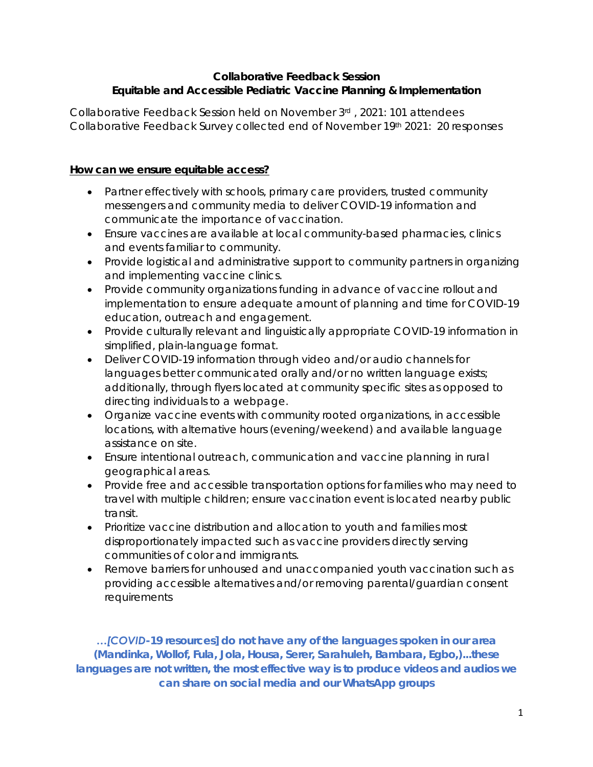**Collaborative Feedback Session**
**Equitable and Accessible Pediatric Vaccine Planning & Implementation**

Collaborative Feedback Session held on November 3rd , 2021: 101 attendees
Collaborative Feedback Survey collected end of November 19th 2021: 20 responses

## How can we ensure equitable access?

- Partner effectively with schools, primary care providers, trusted community messengers and community media to deliver COVID-19 information and communicate the importance of vaccination.
- Ensure vaccines are available at local community-based pharmacies, clinics and events familiar to community.
- Provide logistical and administrative support to community partners in organizing and implementing vaccine clinics.
- Provide community organizations funding in advance of vaccine rollout and implementation to ensure adequate amount of planning and time for COVID-19 education, outreach and engagement.
- Provide culturally relevant and linguistically appropriate COVID-19 information in simplified, plain-language format.
- Deliver COVID-19 information through video and/or audio channels for languages better communicated orally and/or no written language exists; additionally, through flyers located at community specific sites as opposed to directing individuals to a webpage.
- Organize vaccine events with community rooted organizations, in accessible locations, with alternative hours (evening/weekend) and available language assistance on site.
- Ensure intentional outreach, communication and vaccine planning in rural geographical areas.
- Provide free and accessible transportation options for families who may need to travel with multiple children; ensure vaccination event is located nearby public transit.
- Prioritize vaccine distribution and allocation to youth and families most disproportionately impacted such as vaccine providers directly serving communities of color and immigrants.
- Remove barriers for unhoused and unaccompanied youth vaccination such as providing accessible alternatives and/or removing parental/guardian consent requirements

***…[COVID-19 resources] do not have any of the languages spoken in our area (Mandinka, Wollof, Fula, Jola, Housa, Serer, Sarahuleh, Bambara, Egbo,)...these languages are not written, the most effective way is to produce videos and audios we can share on social media and our WhatsApp groups***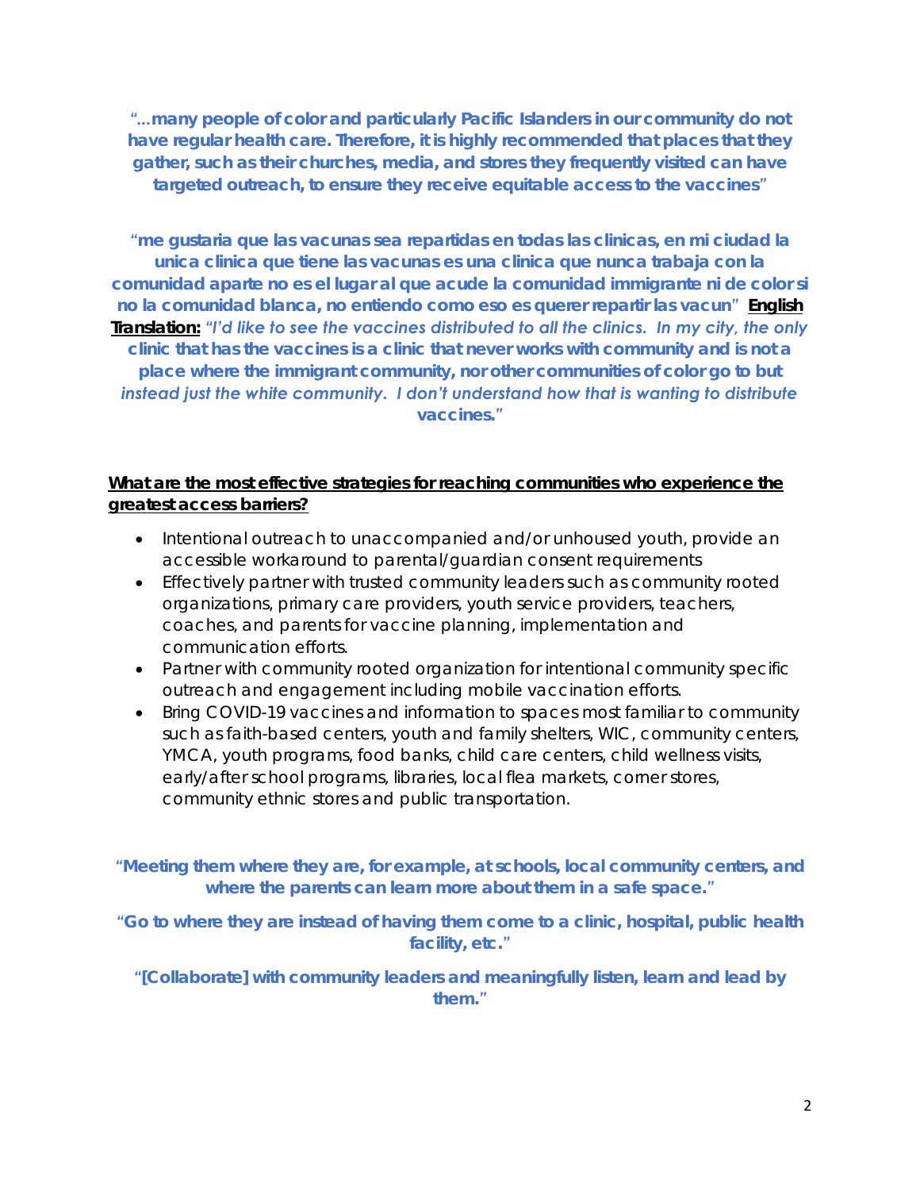**"...many people of color and particularly Pacific Islanders in our community do not have regular health care. Therefore, it is highly recommended that places that they gather, such as their churches, media, and stores they frequently visited can have targeted outreach, to ensure they receive equitable access to the vaccines"**

**"me gustaria que las vacunas sea repartidas en todas las clinicas, en mi ciudad la unica clinica que tiene las vacunas es una clinica que nunca trabaja con la comunidad aparte no es el lugar al que acude la comunidad immigrante ni de color si no la comunidad blanca, no entiendo como eso es querer repartir las vacun"** **<u>English Translation:</u>** *"I'd like to see the vaccines distributed to all the clinics. In my city, the only clinic that has the vaccines is a clinic that never works with community and is not a place where the immigrant community, nor other communities of color go to but instead just the white community. I don't understand how that is wanting to distribute vaccines."*

**<u>What are the most effective strategies for reaching communities who experience the greatest access barriers?</u>**

- Intentional outreach to unaccompanied and/or unhoused youth, provide an accessible workaround to parental/guardian consent requirements
- Effectively partner with trusted community leaders such as community rooted organizations, primary care providers, youth service providers, teachers, coaches, and parents for vaccine planning, implementation and communication efforts.
- Partner with community rooted organization for intentional community specific outreach and engagement including mobile vaccination efforts.
- Bring COVID-19 vaccines and information to spaces most familiar to community such as faith-based centers, youth and family shelters, WIC, community centers, YMCA, youth programs, food banks, child care centers, child wellness visits, early/after school programs, libraries, local flea markets, corner stores, community ethnic stores and public transportation.

**"Meeting them where they are, for example, at schools, local community centers, and where the parents can learn more about them in a safe space."**

**"Go to where they are instead of having them come to a clinic, hospital, public health facility, etc."**

**"[Collaborate] with community leaders and meaningfully listen, learn and lead by them."**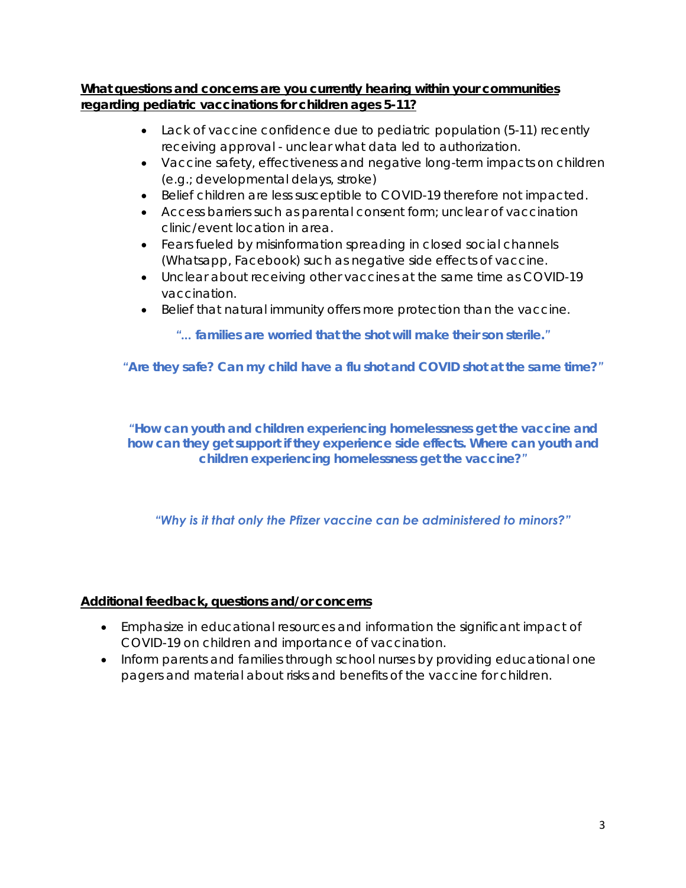**What questions and concerns are you currently hearing within your communities regarding pediatric vaccinations for children ages 5-11?**

- Lack of vaccine confidence due to pediatric population (5-11) recently receiving approval - unclear what data led to authorization.
- Vaccine safety, effectiveness and negative long-term impacts on children (e.g.; developmental delays, stroke)
- Belief children are less susceptible to COVID-19 therefore not impacted.
- Access barriers such as parental consent form; unclear of vaccination clinic/event location in area.
- Fears fueled by misinformation spreading in closed social channels (Whatsapp, Facebook) such as negative side effects of vaccine.
- Unclear about receiving other vaccines at the same time as COVID-19 vaccination.
- Belief that natural immunity offers more protection than the vaccine.

**"... families are worried that the shot will make their son sterile."**

**"Are they safe? Can my child have a flu shot and COVID shot at the same time?"**

**"How can youth and children experiencing homelessness get the vaccine and how can they get support if they experience side effects. Where can youth and children experiencing homelessness get the vaccine?"**

***"Why is it that only the Pfizer vaccine can be administered to minors?"***

**Additional feedback, questions and/or concerns**

- Emphasize in educational resources and information the significant impact of COVID-19 on children and importance of vaccination.
- Inform parents and families through school nurses by providing educational one pagers and material about risks and benefits of the vaccine for children.